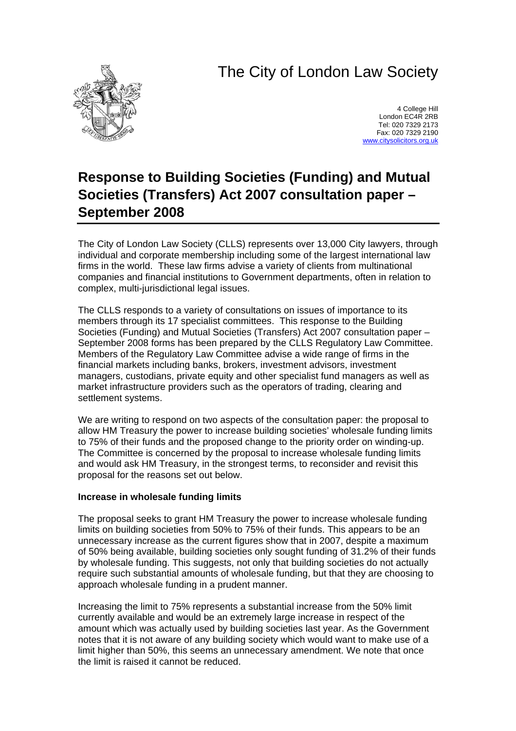# The City of London Law Society

4 College Hill
London EC4R 2RB
Tel: 020 7329 2173
Fax: 020 7329 2190
www.citysolicitors.org.uk

## Response to Building Societies (Funding) and Mutual Societies (Transfers) Act 2007 consultation paper – September 2008

The City of London Law Society (CLLS) represents over 13,000 City lawyers, through individual and corporate membership including some of the largest international law firms in the world. These law firms advise a variety of clients from multinational companies and financial institutions to Government departments, often in relation to complex, multi-jurisdictional legal issues.

The CLLS responds to a variety of consultations on issues of importance to its members through its 17 specialist committees. This response to the Building Societies (Funding) and Mutual Societies (Transfers) Act 2007 consultation paper – September 2008 forms has been prepared by the CLLS Regulatory Law Committee. Members of the Regulatory Law Committee advise a wide range of firms in the financial markets including banks, brokers, investment advisors, investment managers, custodians, private equity and other specialist fund managers as well as market infrastructure providers such as the operators of trading, clearing and settlement systems.

We are writing to respond on two aspects of the consultation paper: the proposal to allow HM Treasury the power to increase building societies' wholesale funding limits to 75% of their funds and the proposed change to the priority order on winding-up. The Committee is concerned by the proposal to increase wholesale funding limits and would ask HM Treasury, in the strongest terms, to reconsider and revisit this proposal for the reasons set out below.

**Increase in wholesale funding limits**

The proposal seeks to grant HM Treasury the power to increase wholesale funding limits on building societies from 50% to 75% of their funds. This appears to be an unnecessary increase as the current figures show that in 2007, despite a maximum of 50% being available, building societies only sought funding of 31.2% of their funds by wholesale funding. This suggests, not only that building societies do not actually require such substantial amounts of wholesale funding, but that they are choosing to approach wholesale funding in a prudent manner.

Increasing the limit to 75% represents a substantial increase from the 50% limit currently available and would be an extremely large increase in respect of the amount which was actually used by building societies last year. As the Government notes that it is not aware of any building society which would want to make use of a limit higher than 50%, this seems an unnecessary amendment. We note that once the limit is raised it cannot be reduced.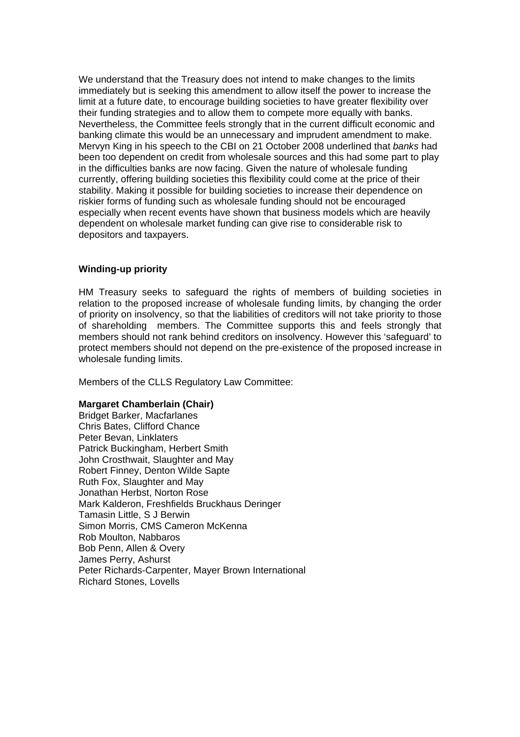We understand that the Treasury does not intend to make changes to the limits immediately but is seeking this amendment to allow itself the power to increase the limit at a future date, to encourage building societies to have greater flexibility over their funding strategies and to allow them to compete more equally with banks. Nevertheless, the Committee feels strongly that in the current difficult economic and banking climate this would be an unnecessary and imprudent amendment to make. Mervyn King in his speech to the CBI on 21 October 2008 underlined that *banks* had been too dependent on credit from wholesale sources and this had some part to play in the difficulties banks are now facing. Given the nature of wholesale funding currently, offering building societies this flexibility could come at the price of their stability. Making it possible for building societies to increase their dependence on riskier forms of funding such as wholesale funding should not be encouraged especially when recent events have shown that business models which are heavily dependent on wholesale market funding can give rise to considerable risk to depositors and taxpayers.

**Winding-up priority**

HM Treasury seeks to safeguard the rights of members of building societies in relation to the proposed increase of wholesale funding limits, by changing the order of priority on insolvency, so that the liabilities of creditors will not take priority to those of shareholding members. The Committee supports this and feels strongly that members should not rank behind creditors on insolvency. However this 'safeguard' to protect members should not depend on the pre-existence of the proposed increase in wholesale funding limits.

Members of the CLLS Regulatory Law Committee:

**Margaret Chamberlain (Chair)**
Bridget Barker, Macfarlanes
Chris Bates, Clifford Chance
Peter Bevan, Linklaters
Patrick Buckingham, Herbert Smith
John Crosthwait, Slaughter and May
Robert Finney, Denton Wilde Sapte
Ruth Fox, Slaughter and May
Jonathan Herbst, Norton Rose
Mark Kalderon, Freshfields Bruckhaus Deringer
Tamasin Little, S J Berwin
Simon Morris, CMS Cameron McKenna
Rob Moulton, Nabbaros
Bob Penn, Allen & Overy
James Perry, Ashurst
Peter Richards-Carpenter, Mayer Brown International
Richard Stones, Lovells